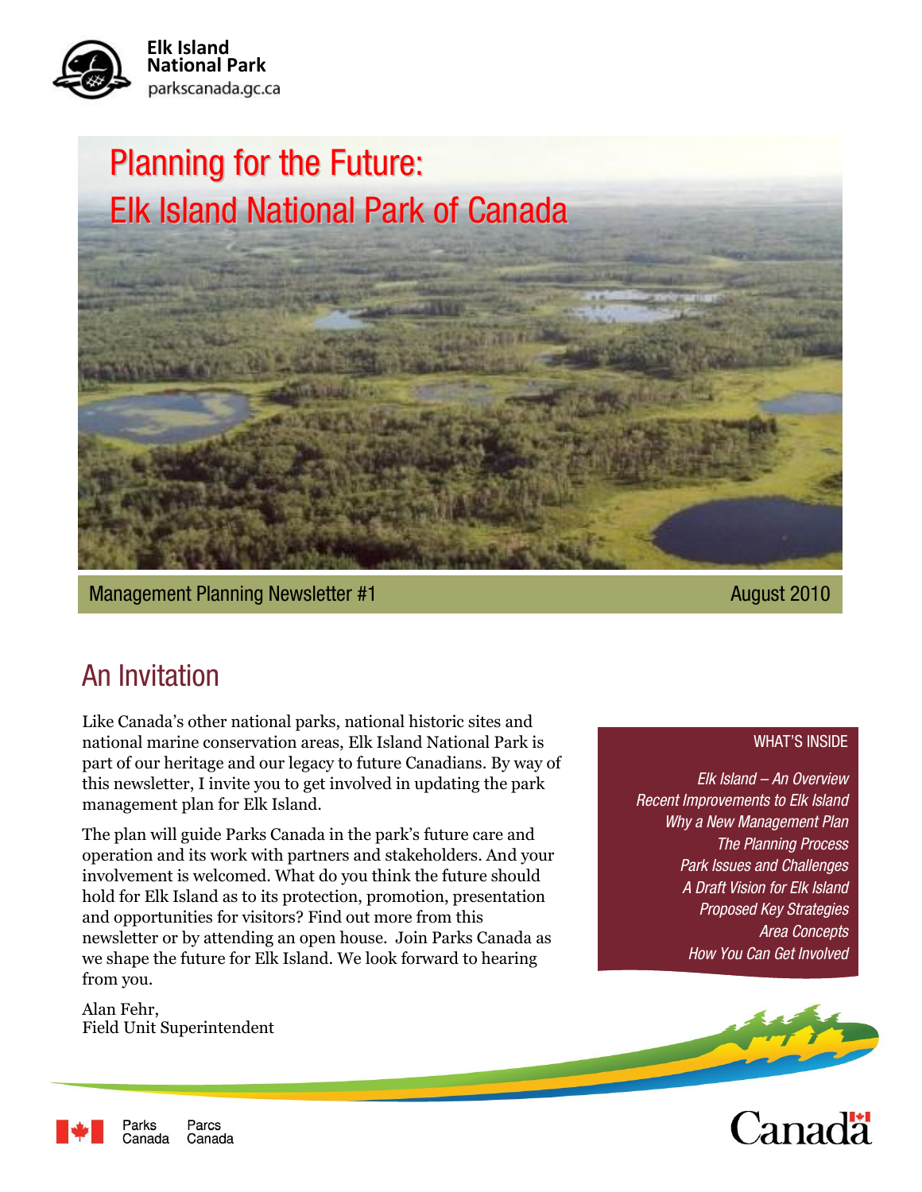Elk Island
National Park
parkscanada.gc.ca

# Planning for the Future: Elk Island National Park of Canada

Management Planning Newsletter #1 August 2010

## An Invitation

Like Canada's other national parks, national historic sites and national marine conservation areas, Elk Island National Park is part of our heritage and our legacy to future Canadians. By way of this newsletter, I invite you to get involved in updating the park management plan for Elk Island.

The plan will guide Parks Canada in the park's future care and operation and its work with partners and stakeholders. And your involvement is welcomed. What do you think the future should hold for Elk Island as to its protection, promotion, presentation and opportunities for visitors? Find out more from this newsletter or by attending an open house. Join Parks Canada as we shape the future for Elk Island. We look forward to hearing from you.

Alan Fehr,
Field Unit Superintendent

### WHAT'S INSIDE

*Elk Island – An Overview*
*Recent Improvements to Elk Island*
*Why a New Management Plan*
*The Planning Process*
*Park Issues and Challenges*
*A Draft Vision for Elk Island*
*Proposed Key Strategies*
*Area Concepts*
*How You Can Get Involved*

Parks Canada Parcs Canada

Canada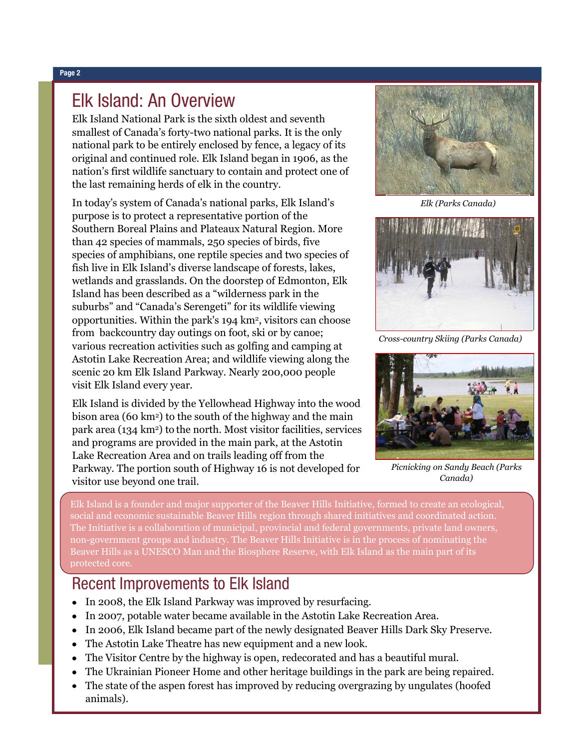## Elk Island: An Overview

Elk Island National Park is the sixth oldest and seventh smallest of Canada's forty-two national parks. It is the only national park to be entirely enclosed by fence, a legacy of its original and continued role. Elk Island began in 1906, as the nation's first wildlife sanctuary to contain and protect one of the last remaining herds of elk in the country.

In today's system of Canada's national parks, Elk Island's purpose is to protect a representative portion of the Southern Boreal Plains and Plateaux Natural Region. More than 42 species of mammals, 250 species of birds, five species of amphibians, one reptile species and two species of fish live in Elk Island's diverse landscape of forests, lakes, wetlands and grasslands. On the doorstep of Edmonton, Elk Island has been described as a "wilderness park in the suburbs" and "Canada's Serengeti" for its wildlife viewing opportunities. Within the park's 194 km², visitors can choose from backcountry day outings on foot, ski or by canoe; various recreation activities such as golfing and camping at Astotin Lake Recreation Area; and wildlife viewing along the scenic 20 km Elk Island Parkway. Nearly 200,000 people visit Elk Island every year.

Elk Island is divided by the Yellowhead Highway into the wood bison area (60 km²) to the south of the highway and the main park area (134 km²) to the north. Most visitor facilities, services and programs are provided in the main park, at the Astotin Lake Recreation Area and on trails leading off from the Parkway. The portion south of Highway 16 is not developed for visitor use beyond one trail.

*Elk (Parks Canada)*

*Cross-country Skiing (Parks Canada)*

*Picnicking on Sandy Beach (Parks Canada)*

Elk Island is a founder and major supporter of the Beaver Hills Initiative, formed to create an ecological, social and economic sustainable Beaver Hills region through shared initiatives and coordinated action. The Initiative is a collaboration of municipal, provincial and federal governments, private land owners, non-government groups and industry. The Beaver Hills Initiative is in the process of nominating the Beaver Hills as a UNESCO Man and the Biosphere Reserve, with Elk Island as the main part of its protected core.

## Recent Improvements to Elk Island

- In 2008, the Elk Island Parkway was improved by resurfacing.
- In 2007, potable water became available in the Astotin Lake Recreation Area.
- In 2006, Elk Island became part of the newly designated Beaver Hills Dark Sky Preserve.
- The Astotin Lake Theatre has new equipment and a new look.
- The Visitor Centre by the highway is open, redecorated and has a beautiful mural.
- The Ukrainian Pioneer Home and other heritage buildings in the park are being repaired.
- The state of the aspen forest has improved by reducing overgrazing by ungulates (hoofed animals).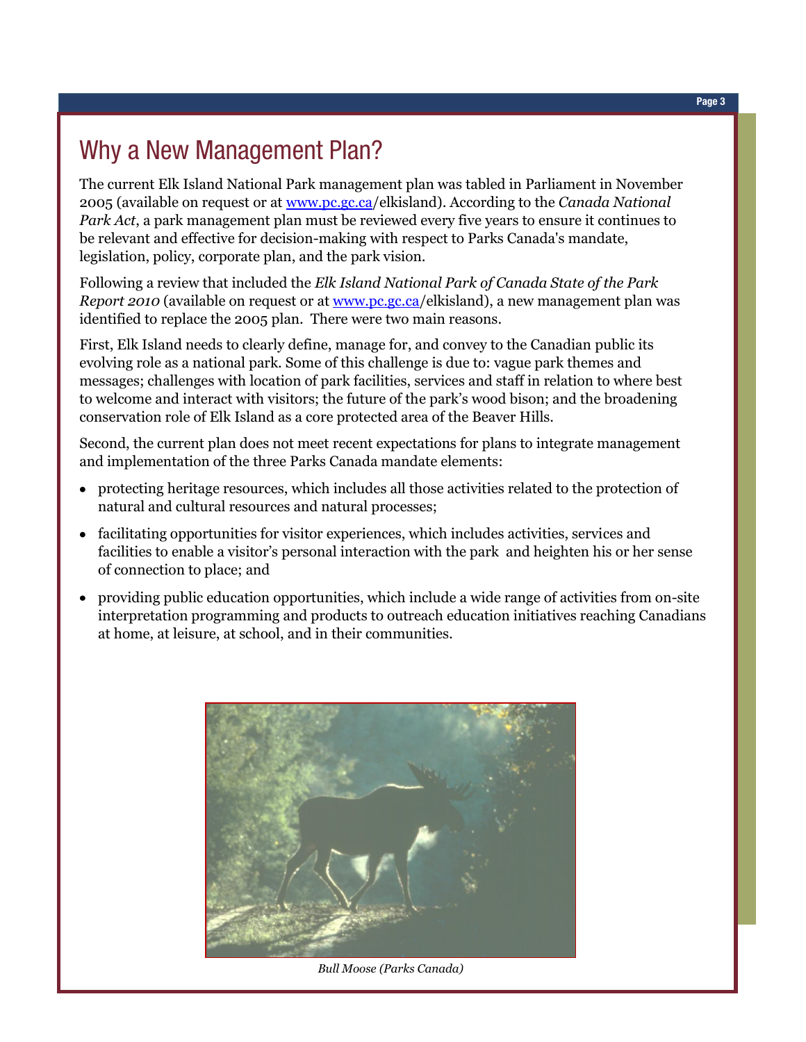# Why a New Management Plan?

The current Elk Island National Park management plan was tabled in Parliament in November 2005 (available on request or at www.pc.gc.ca/elkisland). According to the *Canada National Park Act*, a park management plan must be reviewed every five years to ensure it continues to be relevant and effective for decision-making with respect to Parks Canada's mandate, legislation, policy, corporate plan, and the park vision.

Following a review that included the *Elk Island National Park of Canada State of the Park Report 2010* (available on request or at www.pc.gc.ca/elkisland), a new management plan was identified to replace the 2005 plan. There were two main reasons.

First, Elk Island needs to clearly define, manage for, and convey to the Canadian public its evolving role as a national park. Some of this challenge is due to: vague park themes and messages; challenges with location of park facilities, services and staff in relation to where best to welcome and interact with visitors; the future of the park's wood bison; and the broadening conservation role of Elk Island as a core protected area of the Beaver Hills.

Second, the current plan does not meet recent expectations for plans to integrate management and implementation of the three Parks Canada mandate elements:

- protecting heritage resources, which includes all those activities related to the protection of natural and cultural resources and natural processes;
- facilitating opportunities for visitor experiences, which includes activities, services and facilities to enable a visitor's personal interaction with the park and heighten his or her sense of connection to place; and
- providing public education opportunities, which include a wide range of activities from on-site interpretation programming and products to outreach education initiatives reaching Canadians at home, at leisure, at school, and in their communities.

*Bull Moose (Parks Canada)*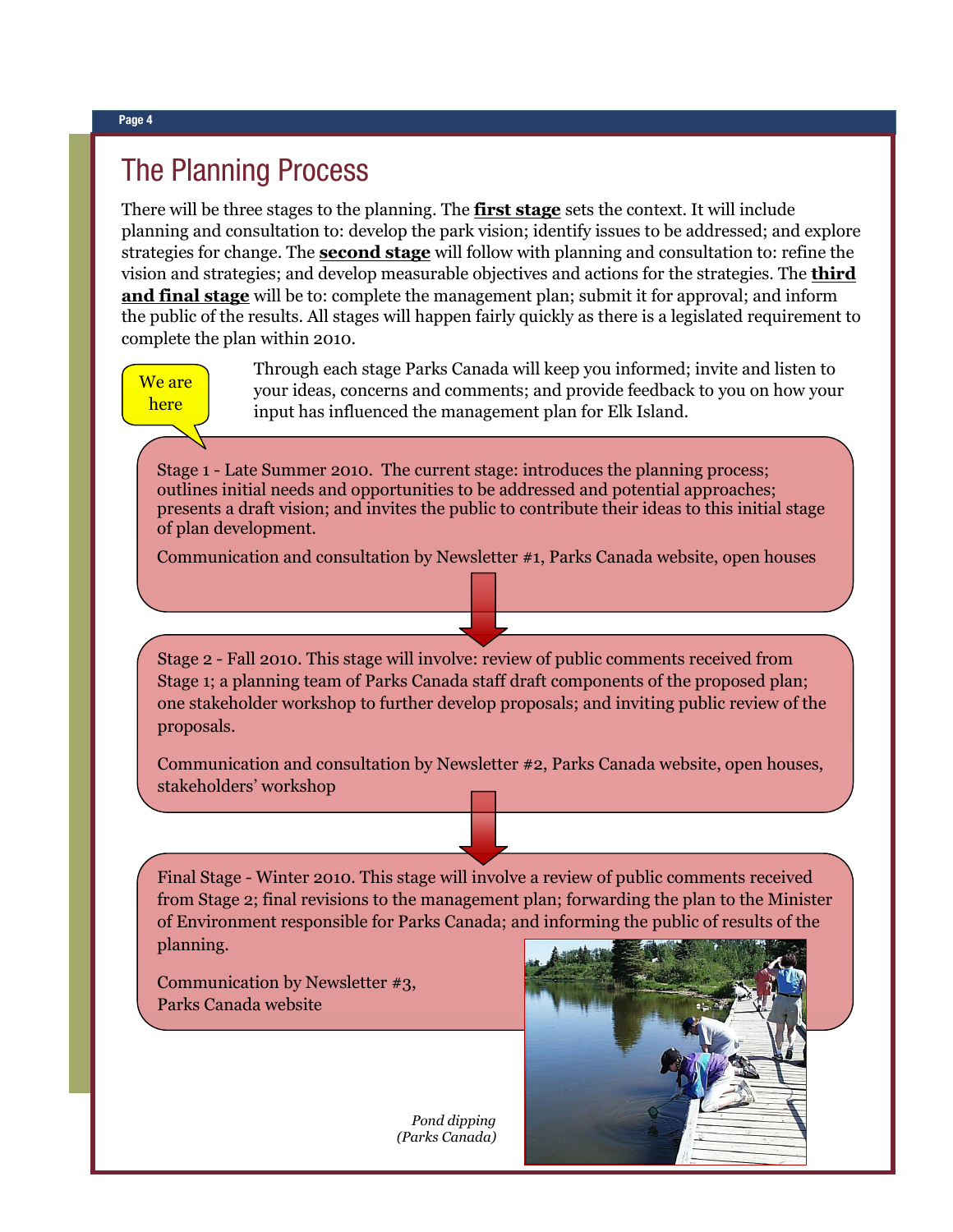# The Planning Process

There will be three stages to the planning. The **first stage** sets the context. It will include planning and consultation to: develop the park vision; identify issues to be addressed; and explore strategies for change. The **second stage** will follow with planning and consultation to: refine the vision and strategies; and develop measurable objectives and actions for the strategies. The **third and final stage** will be to: complete the management plan; submit it for approval; and inform the public of the results. All stages will happen fairly quickly as there is a legislated requirement to complete the plan within 2010.

We are here

Through each stage Parks Canada will keep you informed; invite and listen to your ideas, concerns and comments; and provide feedback to you on how your input has influenced the management plan for Elk Island.

Stage 1 - Late Summer 2010. The current stage: introduces the planning process; outlines initial needs and opportunities to be addressed and potential approaches; presents a draft vision; and invites the public to contribute their ideas to this initial stage of plan development.

Communication and consultation by Newsletter #1, Parks Canada website, open houses

Stage 2 - Fall 2010. This stage will involve: review of public comments received from Stage 1; a planning team of Parks Canada staff draft components of the proposed plan; one stakeholder workshop to further develop proposals; and inviting public review of the proposals.

Communication and consultation by Newsletter #2, Parks Canada website, open houses, stakeholders' workshop

Final Stage - Winter 2010. This stage will involve a review of public comments received from Stage 2; final revisions to the management plan; forwarding the plan to the Minister of Environment responsible for Parks Canada; and informing the public of results of the planning.

Communication by Newsletter #3, Parks Canada website

*Pond dipping (Parks Canada)*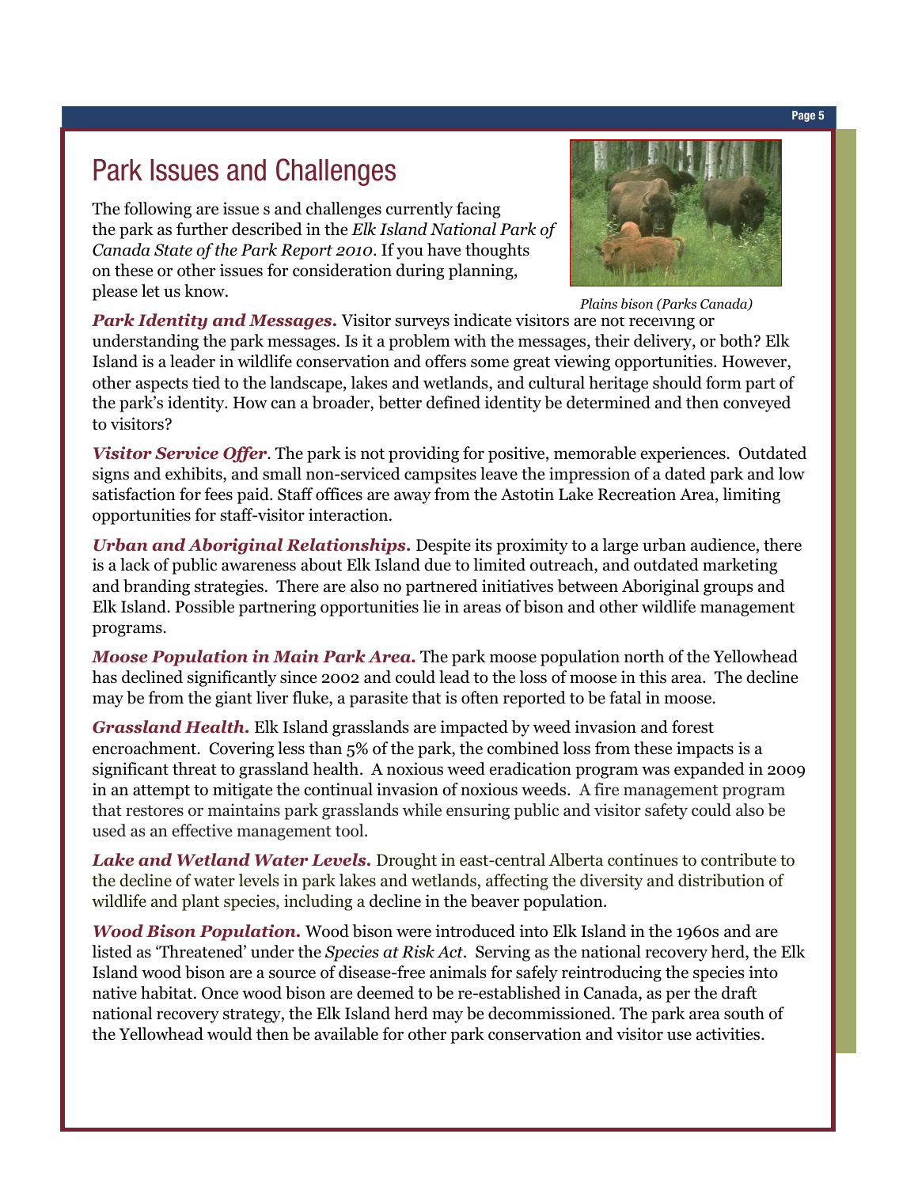# Park Issues and Challenges

The following are issue s and challenges currently facing the park as further described in the *Elk Island National Park of Canada State of the Park Report 2010*. If you have thoughts on these or other issues for consideration during planning, please let us know.

*Plains bison (Parks Canada)*

***Park Identity and Messages.*** Visitor surveys indicate visitors are not receiving or understanding the park messages. Is it a problem with the messages, their delivery, or both? Elk Island is a leader in wildlife conservation and offers some great viewing opportunities. However, other aspects tied to the landscape, lakes and wetlands, and cultural heritage should form part of the park's identity. How can a broader, better defined identity be determined and then conveyed to visitors?

***Visitor Service Offer***. The park is not providing for positive, memorable experiences. Outdated signs and exhibits, and small non-serviced campsites leave the impression of a dated park and low satisfaction for fees paid. Staff offices are away from the Astotin Lake Recreation Area, limiting opportunities for staff-visitor interaction.

***Urban and Aboriginal Relationships.*** Despite its proximity to a large urban audience, there is a lack of public awareness about Elk Island due to limited outreach, and outdated marketing and branding strategies. There are also no partnered initiatives between Aboriginal groups and Elk Island. Possible partnering opportunities lie in areas of bison and other wildlife management programs.

***Moose Population in Main Park Area.*** The park moose population north of the Yellowhead has declined significantly since 2002 and could lead to the loss of moose in this area. The decline may be from the giant liver fluke, a parasite that is often reported to be fatal in moose.

***Grassland Health.*** Elk Island grasslands are impacted by weed invasion and forest encroachment. Covering less than 5% of the park, the combined loss from these impacts is a significant threat to grassland health. A noxious weed eradication program was expanded in 2009 in an attempt to mitigate the continual invasion of noxious weeds. A fire management program that restores or maintains park grasslands while ensuring public and visitor safety could also be used as an effective management tool.

***Lake and Wetland Water Levels.*** Drought in east-central Alberta continues to contribute to the decline of water levels in park lakes and wetlands, affecting the diversity and distribution of wildlife and plant species, including a decline in the beaver population.

***Wood Bison Population.*** Wood bison were introduced into Elk Island in the 1960s and are listed as 'Threatened' under the *Species at Risk Act*. Serving as the national recovery herd, the Elk Island wood bison are a source of disease-free animals for safely reintroducing the species into native habitat. Once wood bison are deemed to be re-established in Canada, as per the draft national recovery strategy, the Elk Island herd may be decommissioned. The park area south of the Yellowhead would then be available for other park conservation and visitor use activities.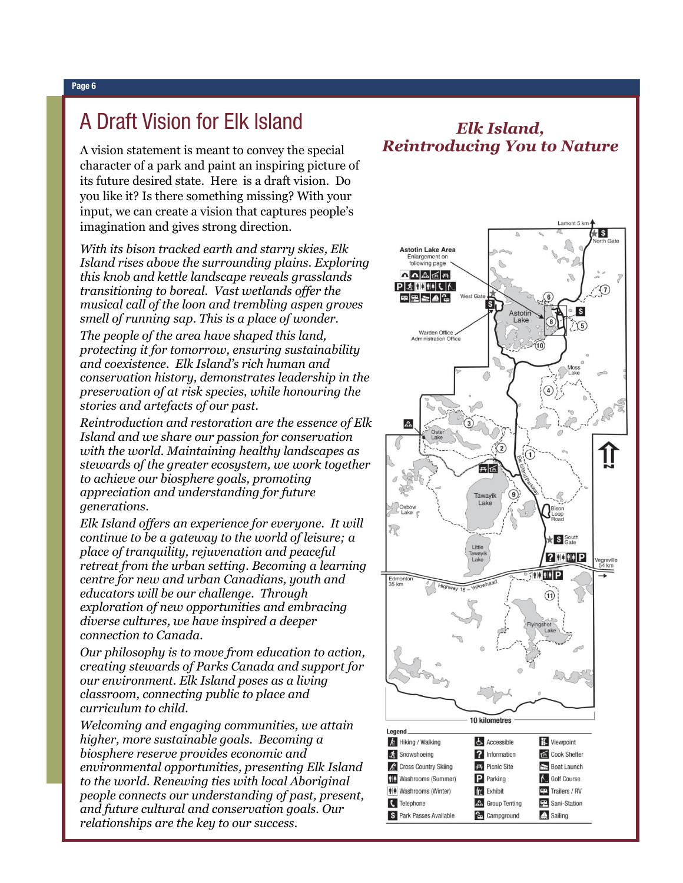# A Draft Vision for Elk Island

A vision statement is meant to convey the special character of a park and paint an inspiring picture of its future desired state. Here is a draft vision. Do you like it? Is there something missing? With your input, we can create a vision that captures people's imagination and gives strong direction.

*With its bison tracked earth and starry skies, Elk Island rises above the surrounding plains. Exploring this knob and kettle landscape reveals grasslands transitioning to boreal. Vast wetlands offer the musical call of the loon and trembling aspen groves smell of running sap. This is a place of wonder.*

*The people of the area have shaped this land, protecting it for tomorrow, ensuring sustainability and coexistence. Elk Island's rich human and conservation history, demonstrates leadership in the preservation of at risk species, while honouring the stories and artefacts of our past.*

*Reintroduction and restoration are the essence of Elk Island and we share our passion for conservation with the world. Maintaining healthy landscapes as stewards of the greater ecosystem, we work together to achieve our biosphere goals, promoting appreciation and understanding for future generations.*

*Elk Island offers an experience for everyone. It will continue to be a gateway to the world of leisure; a place of tranquility, rejuvenation and peaceful retreat from the urban setting. Becoming a learning centre for new and urban Canadians, youth and educators will be our challenge. Through exploration of new opportunities and embracing diverse cultures, we have inspired a deeper connection to Canada.*

*Our philosophy is to move from education to action, creating stewards of Parks Canada and support for our environment. Elk Island poses as a living classroom, connecting public to place and curriculum to child.*

*Welcoming and engaging communities, we attain higher, more sustainable goals. Becoming a biosphere reserve provides economic and environmental opportunities, presenting Elk Island to the world. Renewing ties with local Aboriginal people connects our understanding of past, present, and future cultural and conservation goals. Our relationships are the key to our success.*

## *Elk Island, Reintroducing You to Nature*

Astotin Lake Area — Enlargement on following page

Lamont 5 km · North Gate · West Gate · Astotin Lake · Warden Office / Administration Office · Moss Lake · Oster Lake · Elk Island Parkway · Tawayik Lake · Oxbow Lake · Bison Loop Road · South Gate · Little Tawayik Lake · Vegreville 54 km · Edmonton 35 km · Highway 16 – Yellowhead · Flyingshot Lake

10 kilometres

**Legend**

| | | |
|---|---|---|
| Hiking / Walking | Accessible | Viewpoint |
| Snowshoeing | Information | Cook Shelter |
| Cross Country Skiing | Picnic Site | Boat Launch |
| Washrooms (Summer) | Parking | Golf Course |
| Washrooms (Winter) | Exhibit | Trailers / RV |
| Telephone | Group Tenting | Sani-Station |
| Park Passes Available | Campground | Sailing |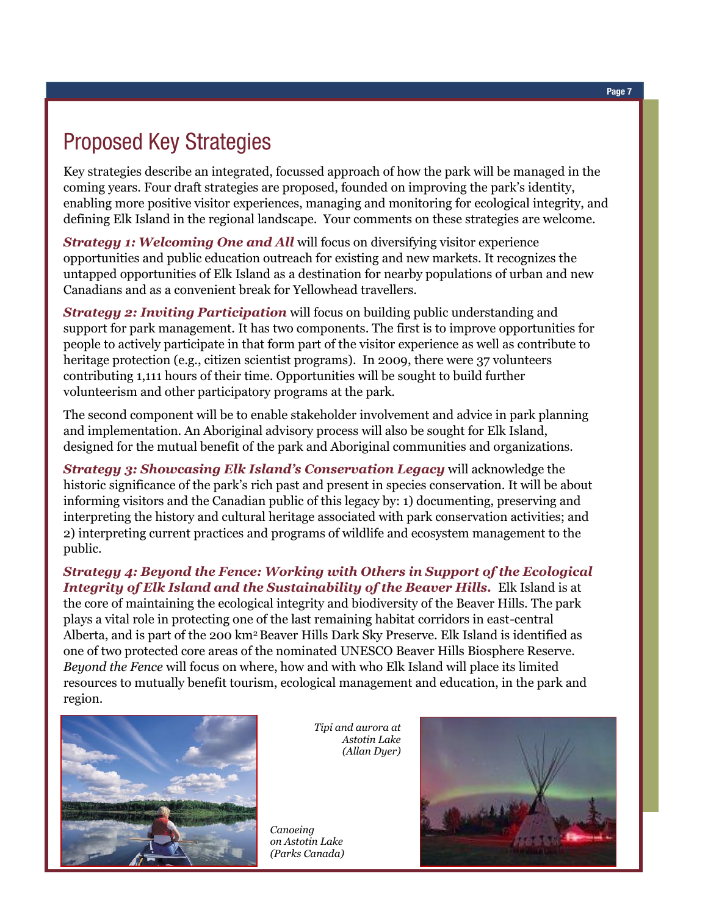# Proposed Key Strategies

Key strategies describe an integrated, focussed approach of how the park will be managed in the coming years. Four draft strategies are proposed, founded on improving the park's identity, enabling more positive visitor experiences, managing and monitoring for ecological integrity, and defining Elk Island in the regional landscape. Your comments on these strategies are welcome.

***Strategy 1: Welcoming One and All*** will focus on diversifying visitor experience opportunities and public education outreach for existing and new markets. It recognizes the untapped opportunities of Elk Island as a destination for nearby populations of urban and new Canadians and as a convenient break for Yellowhead travellers.

***Strategy 2: Inviting Participation*** will focus on building public understanding and support for park management. It has two components. The first is to improve opportunities for people to actively participate in that form part of the visitor experience as well as contribute to heritage protection (e.g., citizen scientist programs). In 2009, there were 37 volunteers contributing 1,111 hours of their time. Opportunities will be sought to build further volunteerism and other participatory programs at the park.

The second component will be to enable stakeholder involvement and advice in park planning and implementation. An Aboriginal advisory process will also be sought for Elk Island, designed for the mutual benefit of the park and Aboriginal communities and organizations.

***Strategy 3: Showcasing Elk Island's Conservation Legacy*** will acknowledge the historic significance of the park's rich past and present in species conservation. It will be about informing visitors and the Canadian public of this legacy by: 1) documenting, preserving and interpreting the history and cultural heritage associated with park conservation activities; and 2) interpreting current practices and programs of wildlife and ecosystem management to the public.

***Strategy 4: Beyond the Fence: Working with Others in Support of the Ecological Integrity of Elk Island and the Sustainability of the Beaver Hills.*** Elk Island is at the core of maintaining the ecological integrity and biodiversity of the Beaver Hills. The park plays a vital role in protecting one of the last remaining habitat corridors in east-central Alberta, and is part of the 200 $km^2$ Beaver Hills Dark Sky Preserve. Elk Island is identified as one of two protected core areas of the nominated UNESCO Beaver Hills Biosphere Reserve. *Beyond the Fence* will focus on where, how and with who Elk Island will place its limited resources to mutually benefit tourism, ecological management and education, in the park and region.

*Canoeing on Astotin Lake (Parks Canada)*

*Tipi and aurora at Astotin Lake (Allan Dyer)*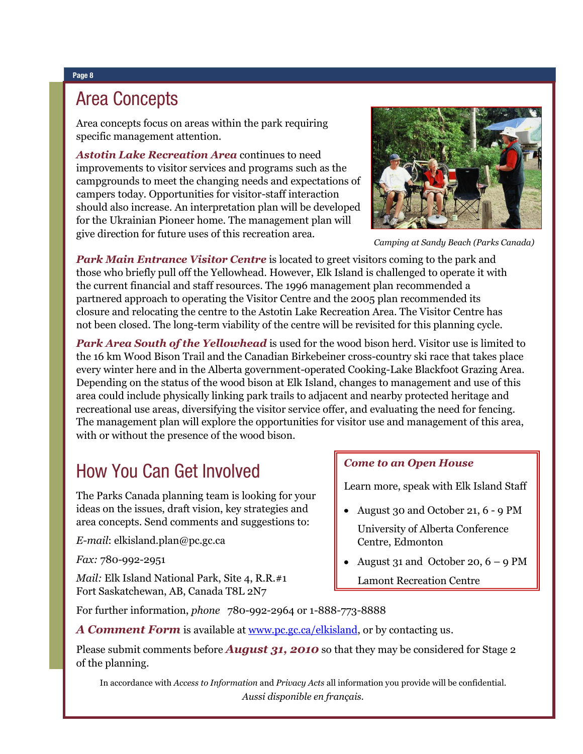## Area Concepts

Area concepts focus on areas within the park requiring specific management attention.

***Astotin Lake Recreation Area*** continues to need improvements to visitor services and programs such as the campgrounds to meet the changing needs and expectations of campers today. Opportunities for visitor-staff interaction should also increase. An interpretation plan will be developed for the Ukrainian Pioneer home. The management plan will give direction for future uses of this recreation area.

*Camping at Sandy Beach (Parks Canada)*

***Park Main Entrance Visitor Centre*** is located to greet visitors coming to the park and those who briefly pull off the Yellowhead. However, Elk Island is challenged to operate it with the current financial and staff resources. The 1996 management plan recommended a partnered approach to operating the Visitor Centre and the 2005 plan recommended its closure and relocating the centre to the Astotin Lake Recreation Area. The Visitor Centre has not been closed. The long-term viability of the centre will be revisited for this planning cycle.

***Park Area South of the Yellowhead*** is used for the wood bison herd. Visitor use is limited to the 16 km Wood Bison Trail and the Canadian Birkebeiner cross-country ski race that takes place every winter here and in the Alberta government-operated Cooking-Lake Blackfoot Grazing Area. Depending on the status of the wood bison at Elk Island, changes to management and use of this area could include physically linking park trails to adjacent and nearby protected heritage and recreational use areas, diversifying the visitor service offer, and evaluating the need for fencing. The management plan will explore the opportunities for visitor use and management of this area, with or without the presence of the wood bison.

## How You Can Get Involved

The Parks Canada planning team is looking for your ideas on the issues, draft vision, key strategies and area concepts. Send comments and suggestions to:

*E-mail*: elkisland.plan@pc.gc.ca

*Fax:* 780-992-2951

*Mail:* Elk Island National Park, Site 4, R.R.#1
Fort Saskatchewan, AB, Canada T8L 2N7

***Come to an Open House***

Learn more, speak with Elk Island Staff

- August 30 and October 21, 6 - 9 PM
  University of Alberta Conference Centre, Edmonton
- August 31 and October 20, 6 – 9 PM
  Lamont Recreation Centre

For further information, *phone* 780-992-2964 or 1-888-773-8888

***A Comment Form*** is available at www.pc.gc.ca/elkisland, or by contacting us.

Please submit comments before ***August 31, 2010*** so that they may be considered for Stage 2 of the planning.

In accordance with *Access to Information* and *Privacy Acts* all information you provide will be confidential.

*Aussi disponible en français.*